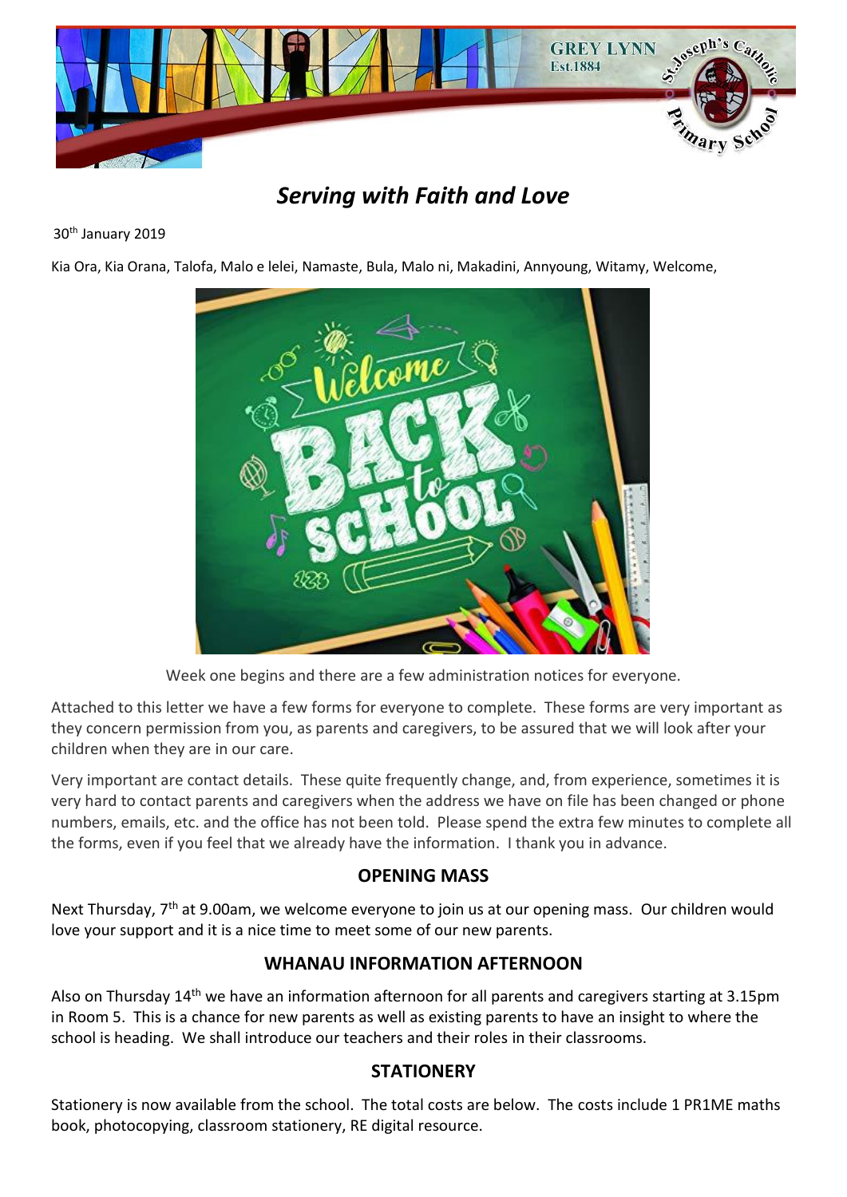# *Serving with Faith and Love*

30th January 2019

Kia Ora, Kia Orana, Talofa, Malo e lelei, Namaste, Bula, Malo ni, Makadini, Annyoung, Witamy, Welcome,

Week one begins and there are a few administration notices for everyone.

Attached to this letter we have a few forms for everyone to complete. These forms are very important as they concern permission from you, as parents and caregivers, to be assured that we will look after your children when they are in our care.

Very important are contact details. These quite frequently change, and, from experience, sometimes it is very hard to contact parents and caregivers when the address we have on file has been changed or phone numbers, emails, etc. and the office has not been told. Please spend the extra few minutes to complete all the forms, even if you feel that we already have the information. I thank you in advance.

## OPENING MASS

Next Thursday, 7th at 9.00am, we welcome everyone to join us at our opening mass. Our children would love your support and it is a nice time to meet some of our new parents.

## WHANAU INFORMATION AFTERNOON

Also on Thursday 14th we have an information afternoon for all parents and caregivers starting at 3.15pm in Room 5. This is a chance for new parents as well as existing parents to have an insight to where the school is heading. We shall introduce our teachers and their roles in their classrooms.

## STATIONERY

Stationery is now available from the school. The total costs are below. The costs include 1 PR1ME maths book, photocopying, classroom stationery, RE digital resource.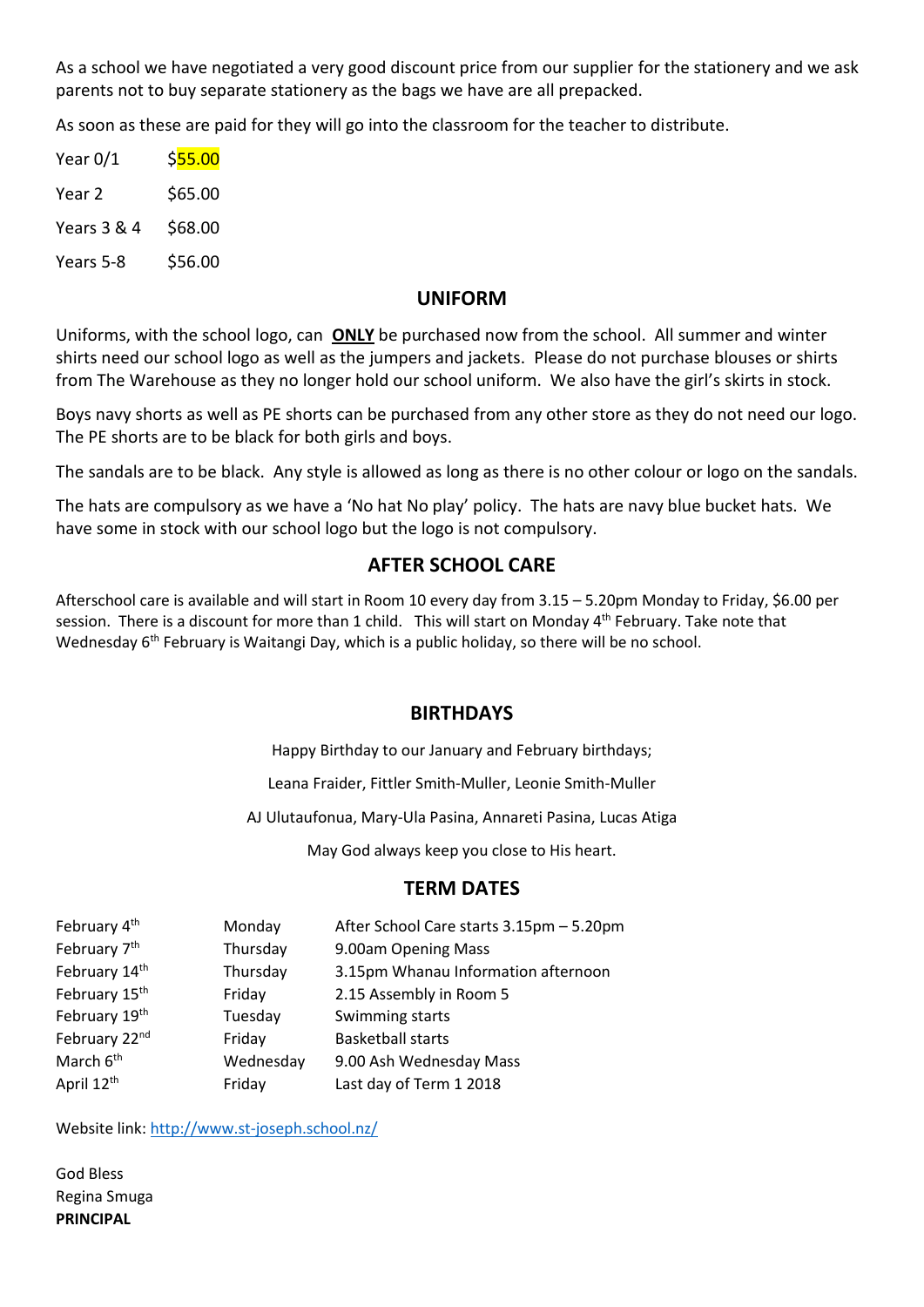As a school we have negotiated a very good discount price from our supplier for the stationery and we ask parents not to buy separate stationery as the bags we have are all prepacked.

As soon as these are paid for they will go into the classroom for the teacher to distribute.

| | |
|---|---|
| Year 0/1 | $55.00 |
| Year 2 | $65.00 |
| Years 3 & 4 | $68.00 |
| Years 5-8 | $56.00 |

## UNIFORM

Uniforms, with the school logo, can **ONLY** be purchased now from the school. All summer and winter shirts need our school logo as well as the jumpers and jackets. Please do not purchase blouses or shirts from The Warehouse as they no longer hold our school uniform. We also have the girl's skirts in stock.

Boys navy shorts as well as PE shorts can be purchased from any other store as they do not need our logo. The PE shorts are to be black for both girls and boys.

The sandals are to be black. Any style is allowed as long as there is no other colour or logo on the sandals.

The hats are compulsory as we have a 'No hat No play' policy. The hats are navy blue bucket hats. We have some in stock with our school logo but the logo is not compulsory.

## AFTER SCHOOL CARE

Afterschool care is available and will start in Room 10 every day from 3.15 – 5.20pm Monday to Friday, $6.00 per session. There is a discount for more than 1 child. This will start on Monday 4th February. Take note that Wednesday 6th February is Waitangi Day, which is a public holiday, so there will be no school.

## BIRTHDAYS

Happy Birthday to our January and February birthdays;

Leana Fraider, Fittler Smith-Muller, Leonie Smith-Muller

AJ Ulutaufonua, Mary-Ula Pasina, Annareti Pasina, Lucas Atiga

May God always keep you close to His heart.

## TERM DATES

| | | |
|---|---|---|
| February 4th | Monday | After School Care starts 3.15pm – 5.20pm |
| February 7th | Thursday | 9.00am Opening Mass |
| February 14th | Thursday | 3.15pm Whanau Information afternoon |
| February 15th | Friday | 2.15 Assembly in Room 5 |
| February 19th | Tuesday | Swimming starts |
| February 22nd | Friday | Basketball starts |
| March 6th | Wednesday | 9.00 Ash Wednesday Mass |
| April 12th | Friday | Last day of Term 1 2018 |

Website link: http://www.st-joseph.school.nz/

God Bless
Regina Smuga
**PRINCIPAL**